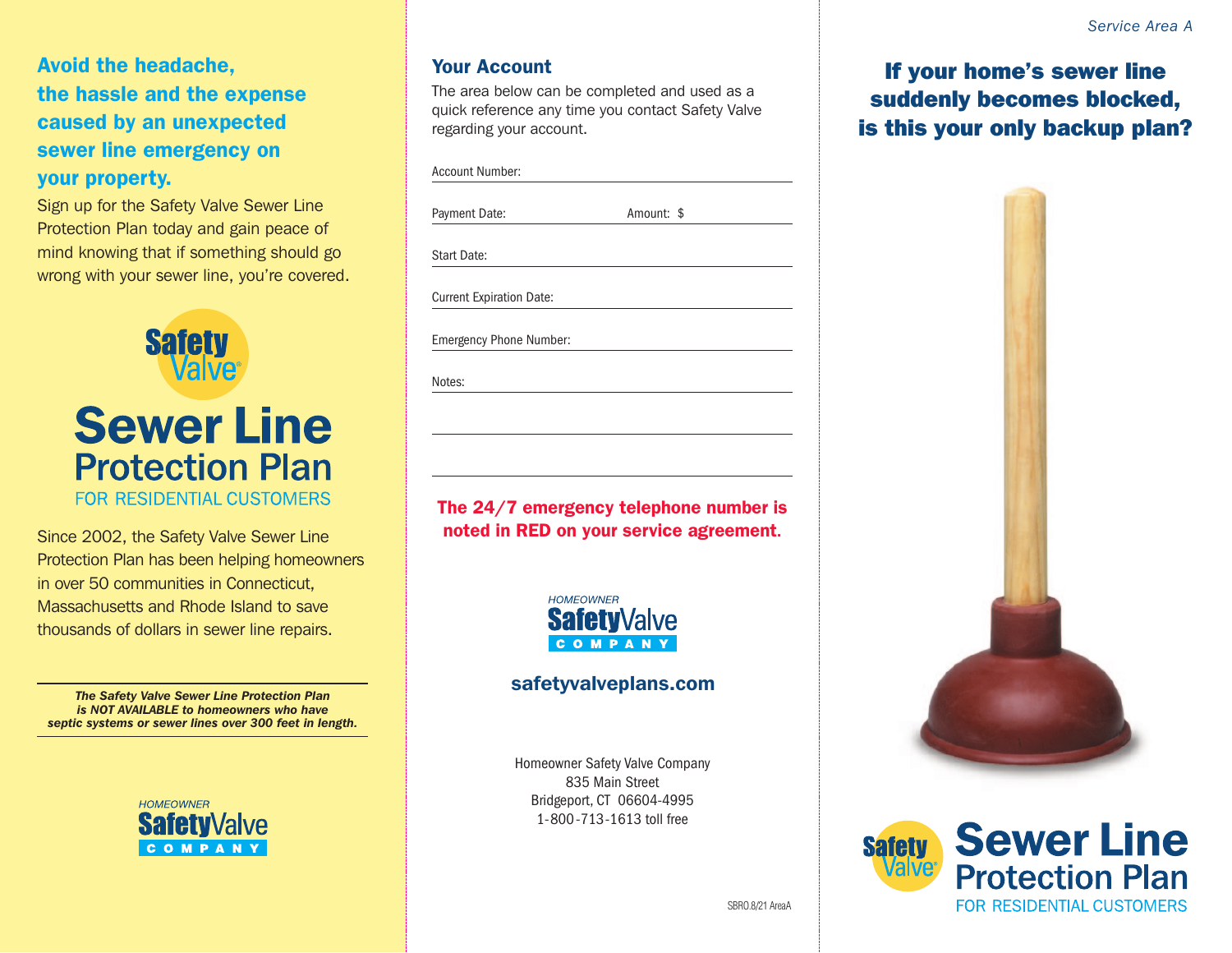## Avoid the headache, the hassle and the expense caused by an unexpected sewer line emergency on your property.

Sign up for the Safety Valve Sewer Line Protection Plan today and gain peace of mind knowing that if something should go wrong with your sewer line, you're covered.

Safety Valve®

# Sewer Line Protection Plan

FOR RESIDENTIAL CUSTOMERS

Since 2002, the Safety Valve Sewer Line Protection Plan has been helping homeowners in over 50 communities in Connecticut, Massachusetts and Rhode Island to save thousands of dollars in sewer line repairs.

***The Safety Valve Sewer Line Protection Plan is NOT AVAILABLE to homeowners who have septic systems or sewer lines over 300 feet in length.***

HOMEOWNER SafetyValve COMPANY

## Your Account

The area below can be completed and used as a quick reference any time you contact Safety Valve regarding your account.

Account Number: ____________________

Payment Date: ____________________ Amount: $ ____________________

Start Date: ____________________

Current Expiration Date: ____________________

Emergency Phone Number: ____________________

Notes: ____________________

____________________

____________________

**The 24/7 emergency telephone number is noted in RED on your service agreement.**

HOMEOWNER SafetyValve COMPANY

**safetyvalveplans.com**

Homeowner Safety Valve Company
835 Main Street
Bridgeport, CT 06604-4995
1-800-713-1613 toll free

SBRO.8/21 AreaA

*Service Area A*

## If your home's sewer line suddenly becomes blocked, is this your only backup plan?

Safety Valve®

# Sewer Line Protection Plan

FOR RESIDENTIAL CUSTOMERS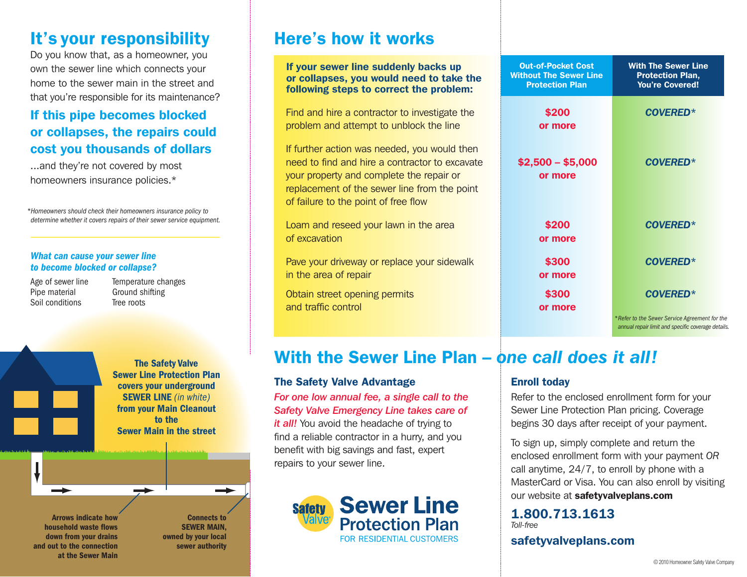## It's your responsibility

Do you know that, as a homeowner, you own the sewer line which connects your home to the sewer main in the street and that you're responsible for its maintenance?

### If this pipe becomes blocked or collapses, the repairs could cost you thousands of dollars

...and they're not covered by most homeowners insurance policies.*

*Homeowners should check their homeowners insurance policy to determine whether it covers repairs of their sewer service equipment.

***What can cause your sewer line to become blocked or collapse?***

- Age of sewer line
- Pipe material
- Soil conditions
- Temperature changes
- Ground shifting
- Tree roots

**The Safety Valve Sewer Line Protection Plan covers your underground SEWER LINE *(in white)* from your Main Cleanout to the Sewer Main in the street**

**Arrows indicate how household waste flows down from your drains and out to the connection at the Sewer Main**

**Connects to SEWER MAIN, owned by your local sewer authority**

## Here's how it works

| If your sewer line suddenly backs up or collapses, you would need to take the following steps to correct the problem: | Out-of-Pocket Cost Without The Sewer Line Protection Plan | With The Sewer Line Protection Plan, You're Covered! |
| --- | --- | --- |
| Find and hire a contractor to investigate the problem and attempt to unblock the line | $200 or more | *COVERED** |
| If further action was needed, you would then need to find and hire a contractor to excavate your property and complete the repair or replacement of the sewer line from the point of failure to the point of free flow | $2,500 – $5,000 or more | *COVERED** |
| Loam and reseed your lawn in the area of excavation | $200 or more | *COVERED** |
| Pave your driveway or replace your sidewalk in the area of repair | $300 or more | *COVERED** |
| Obtain street opening permits and traffic control | $300 or more | *COVERED** |

*Refer to the Sewer Service Agreement for the annual repair limit and specific coverage details.

## With the Sewer Line Plan – *one call does it all!*

### The Safety Valve Advantage

*For one low annual fee, a single call to the Safety Valve Emergency Line takes care of it all!* You avoid the headache of trying to find a reliable contractor in a hurry, and you benefit with big savings and fast, expert repairs to your sewer line.

**Safety Valve® Sewer Line Protection Plan**
FOR RESIDENTIAL CUSTOMERS

### Enroll today

Refer to the enclosed enrollment form for your Sewer Line Protection Plan pricing. Coverage begins 30 days after receipt of your payment.

To sign up, simply complete and return the enclosed enrollment form with your payment *OR* call anytime, 24/7, to enroll by phone with a MasterCard or Visa. You can also enroll by visiting our website at **safetyvalveplans.com**

**1.800.713.1613**
*Toll-free*

**safetyvalveplans.com**

© 2010 Homeowner Safety Valve Company